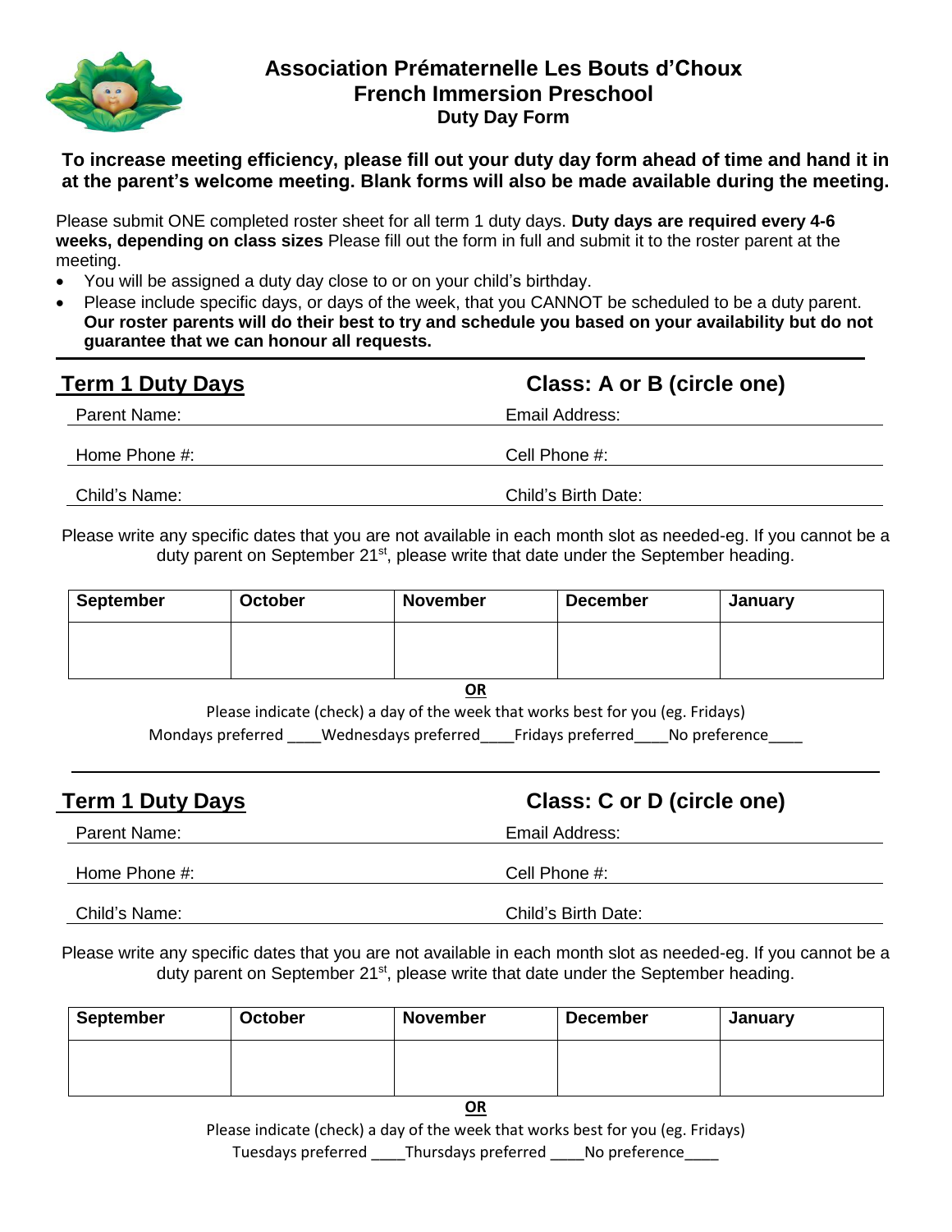# Association Prématernelle Les Bouts d'Choux
## French Immersion Preschool
### Duty Day Form

**To increase meeting efficiency, please fill out your duty day form ahead of time and hand it in at the parent's welcome meeting. Blank forms will also be made available during the meeting.**

Please submit ONE completed roster sheet for all term 1 duty days. **Duty days are required every 4-6 weeks, depending on class sizes** Please fill out the form in full and submit it to the roster parent at the meeting.

- You will be assigned a duty day close to or on your child's birthday.
- Please include specific days, or days of the week, that you CANNOT be scheduled to be a duty parent. **Our roster parents will do their best to try and schedule you based on your availability but do not guarantee that we can honour all requests.**

---

## Term 1 Duty Days — Class: A or B (circle one)

Parent Name: \_\_\_\_\_\_\_\_\_\_ Email Address: \_\_\_\_\_\_\_\_\_\_

Home Phone #: \_\_\_\_\_\_\_\_\_\_ Cell Phone #: \_\_\_\_\_\_\_\_\_\_

Child's Name: \_\_\_\_\_\_\_\_\_\_ Child's Birth Date: \_\_\_\_\_\_\_\_\_\_

Please write any specific dates that you are not available in each month slot as needed-eg. If you cannot be a duty parent on September 21st, please write that date under the September heading.

| September | October | November | December | January |
|---|---|---|---|---|
| | | | | |

**OR**

Please indicate (check) a day of the week that works best for you (eg. Fridays)

Mondays preferred \_\_\_\_Wednesdays preferred\_\_\_\_Fridays preferred\_\_\_\_No preference\_\_\_\_

---

## Term 1 Duty Days — Class: C or D (circle one)

Parent Name: \_\_\_\_\_\_\_\_\_\_ Email Address: \_\_\_\_\_\_\_\_\_\_

Home Phone #: \_\_\_\_\_\_\_\_\_\_ Cell Phone #: \_\_\_\_\_\_\_\_\_\_

Child's Name: \_\_\_\_\_\_\_\_\_\_ Child's Birth Date: \_\_\_\_\_\_\_\_\_\_

Please write any specific dates that you are not available in each month slot as needed-eg. If you cannot be a duty parent on September 21st, please write that date under the September heading.

| September | October | November | December | January |
|---|---|---|---|---|
| | | | | |

**OR**

Please indicate (check) a day of the week that works best for you (eg. Fridays)

Tuesdays preferred \_\_\_\_Thursdays preferred \_\_\_\_No preference\_\_\_\_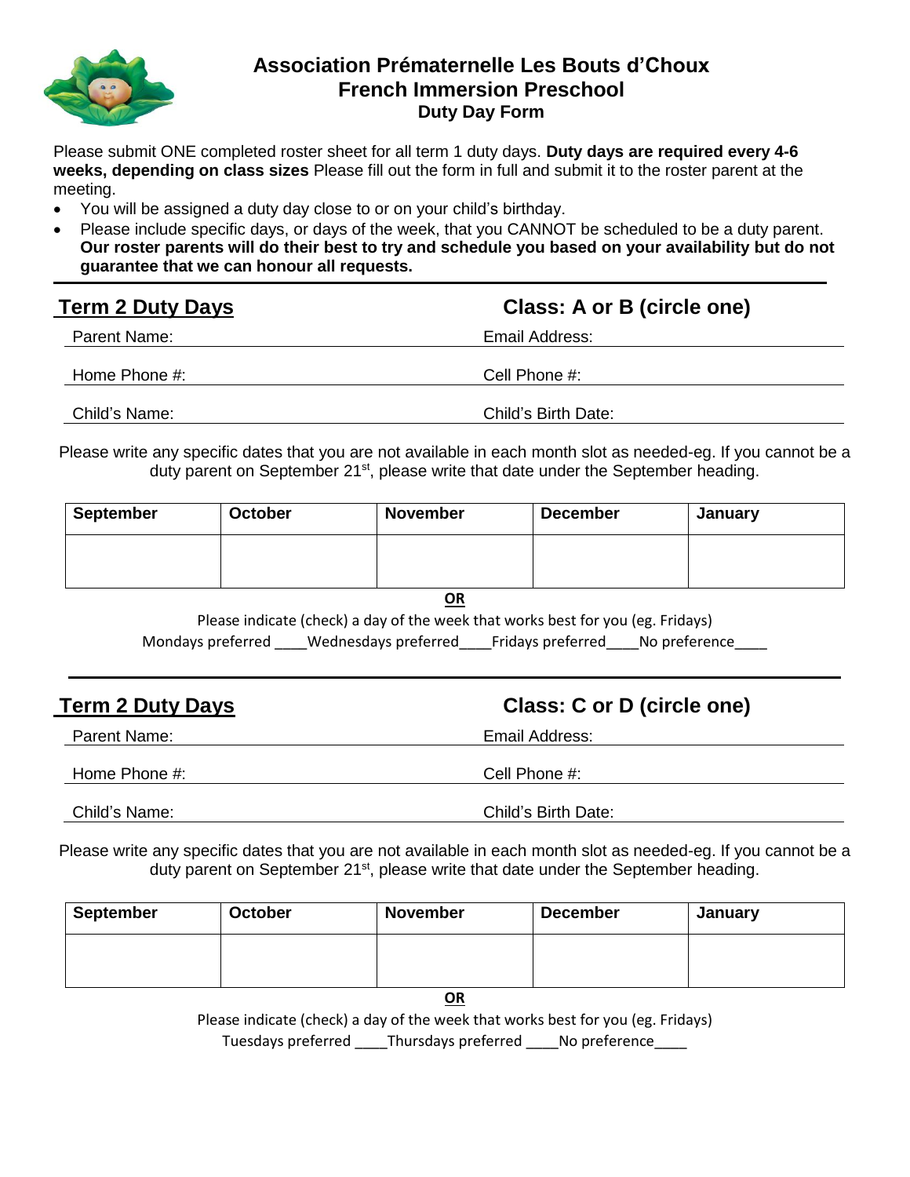# Association Prématernelle Les Bouts d'Choux
## French Immersion Preschool
### Duty Day Form

Please submit ONE completed roster sheet for all term 1 duty days. **Duty days are required every 4-6 weeks, depending on class sizes** Please fill out the form in full and submit it to the roster parent at the meeting.

- You will be assigned a duty day close to or on your child's birthday.
- Please include specific days, or days of the week, that you CANNOT be scheduled to be a duty parent. **Our roster parents will do their best to try and schedule you based on your availability but do not guarantee that we can honour all requests.**

---

**Term 2 Duty Days** | **Class: A or B (circle one)**

Parent Name: | Email Address:

Home Phone #: | Cell Phone #:

Child's Name: | Child's Birth Date:

Please write any specific dates that you are not available in each month slot as needed-eg. If you cannot be a duty parent on September 21st, please write that date under the September heading.

| September | October | November | December | January |
|---|---|---|---|---|
| | | | | |

**OR**

Please indicate (check) a day of the week that works best for you (eg. Fridays)

Mondays preferred ____Wednesdays preferred____Fridays preferred____No preference____

---

**Term 2 Duty Days** | **Class: C or D (circle one)**

Parent Name: | Email Address:

Home Phone #: | Cell Phone #:

Child's Name: | Child's Birth Date:

Please write any specific dates that you are not available in each month slot as needed-eg. If you cannot be a duty parent on September 21st, please write that date under the September heading.

| September | October | November | December | January |
|---|---|---|---|---|
| | | | | |

**OR**

Please indicate (check) a day of the week that works best for you (eg. Fridays)

Tuesdays preferred ____Thursdays preferred ____No preference____